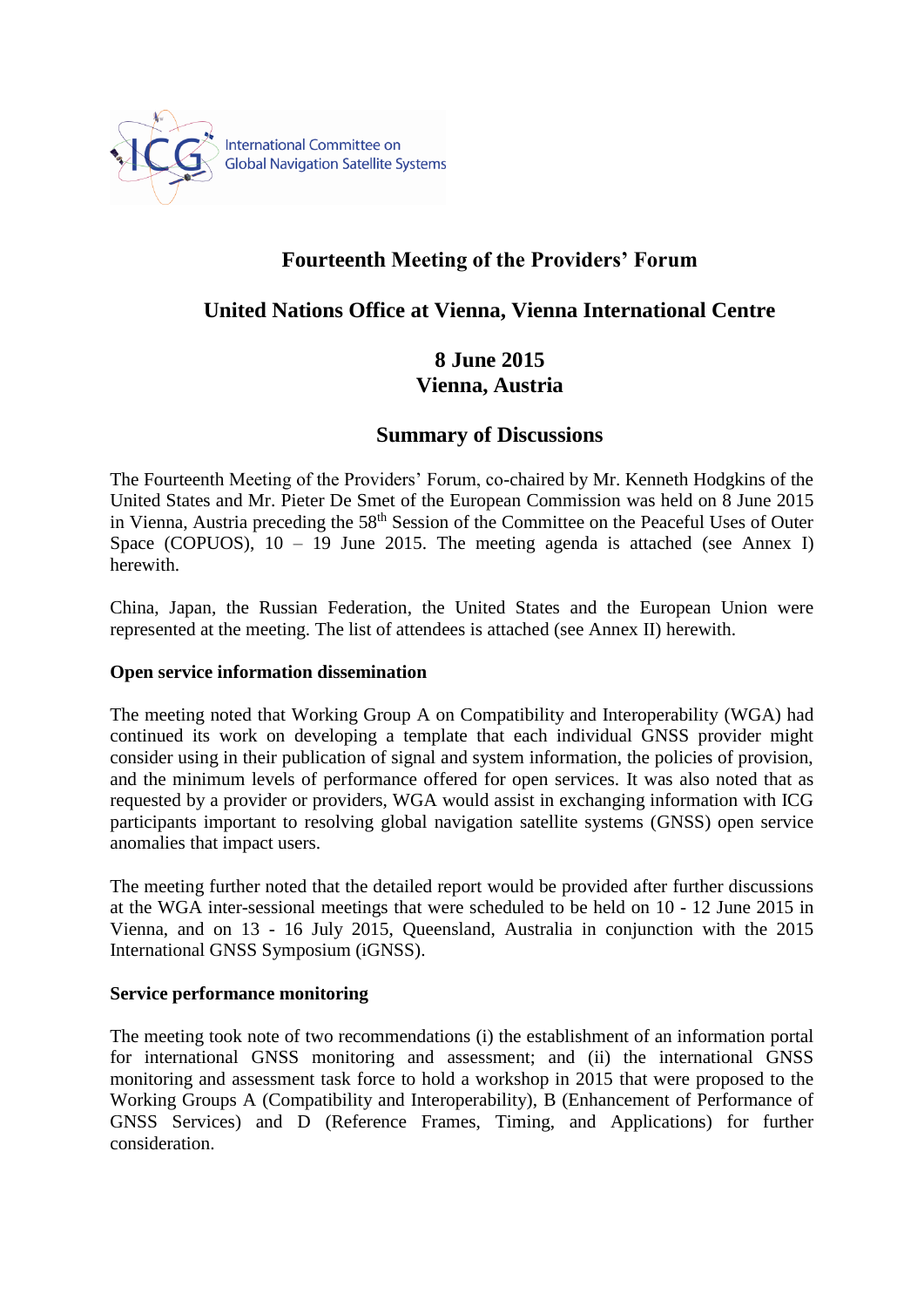International Committee on Global Navigation Satellite Systems

# Fourteenth Meeting of the Providers' Forum

## United Nations Office at Vienna, Vienna International Centre

## 8 June 2015
## Vienna, Austria

## Summary of Discussions

The Fourteenth Meeting of the Providers' Forum, co-chaired by Mr. Kenneth Hodgkins of the United States and Mr. Pieter De Smet of the European Commission was held on 8 June 2015 in Vienna, Austria preceding the 58th Session of the Committee on the Peaceful Uses of Outer Space (COPUOS), 10 – 19 June 2015. The meeting agenda is attached (see Annex I) herewith.

China, Japan, the Russian Federation, the United States and the European Union were represented at the meeting. The list of attendees is attached (see Annex II) herewith.

**Open service information dissemination**

The meeting noted that Working Group A on Compatibility and Interoperability (WGA) had continued its work on developing a template that each individual GNSS provider might consider using in their publication of signal and system information, the policies of provision, and the minimum levels of performance offered for open services. It was also noted that as requested by a provider or providers, WGA would assist in exchanging information with ICG participants important to resolving global navigation satellite systems (GNSS) open service anomalies that impact users.

The meeting further noted that the detailed report would be provided after further discussions at the WGA inter-sessional meetings that were scheduled to be held on 10 - 12 June 2015 in Vienna, and on 13 - 16 July 2015, Queensland, Australia in conjunction with the 2015 International GNSS Symposium (iGNSS).

**Service performance monitoring**

The meeting took note of two recommendations (i) the establishment of an information portal for international GNSS monitoring and assessment; and (ii) the international GNSS monitoring and assessment task force to hold a workshop in 2015 that were proposed to the Working Groups A (Compatibility and Interoperability), B (Enhancement of Performance of GNSS Services) and D (Reference Frames, Timing, and Applications) for further consideration.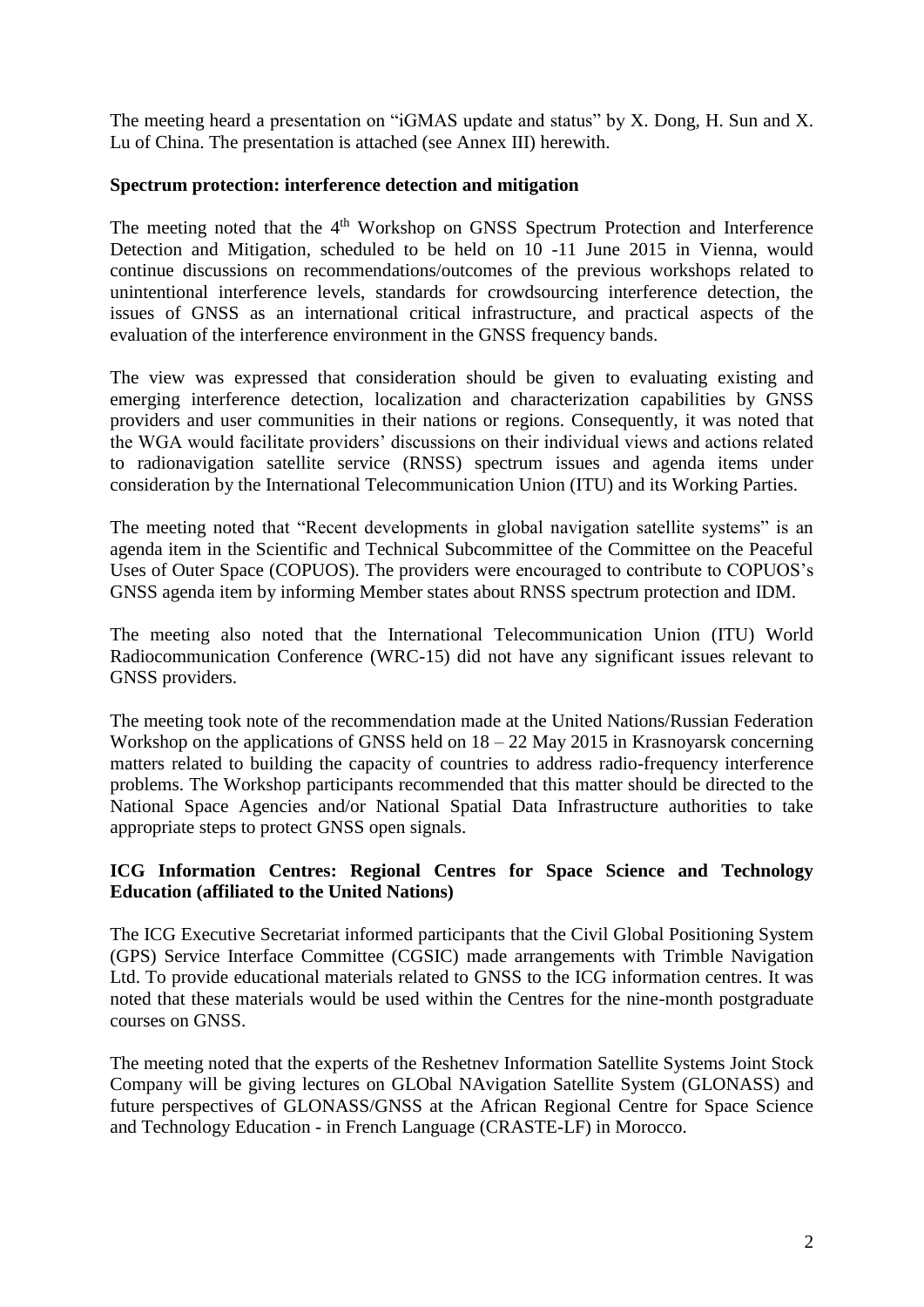The meeting heard a presentation on "iGMAS update and status" by X. Dong, H. Sun and X. Lu of China. The presentation is attached (see Annex III) herewith.

**Spectrum protection: interference detection and mitigation**

The meeting noted that the 4th Workshop on GNSS Spectrum Protection and Interference Detection and Mitigation, scheduled to be held on 10 -11 June 2015 in Vienna, would continue discussions on recommendations/outcomes of the previous workshops related to unintentional interference levels, standards for crowdsourcing interference detection, the issues of GNSS as an international critical infrastructure, and practical aspects of the evaluation of the interference environment in the GNSS frequency bands.

The view was expressed that consideration should be given to evaluating existing and emerging interference detection, localization and characterization capabilities by GNSS providers and user communities in their nations or regions. Consequently, it was noted that the WGA would facilitate providers' discussions on their individual views and actions related to radionavigation satellite service (RNSS) spectrum issues and agenda items under consideration by the International Telecommunication Union (ITU) and its Working Parties.

The meeting noted that "Recent developments in global navigation satellite systems" is an agenda item in the Scientific and Technical Subcommittee of the Committee on the Peaceful Uses of Outer Space (COPUOS). The providers were encouraged to contribute to COPUOS's GNSS agenda item by informing Member states about RNSS spectrum protection and IDM.

The meeting also noted that the International Telecommunication Union (ITU) World Radiocommunication Conference (WRC-15) did not have any significant issues relevant to GNSS providers.

The meeting took note of the recommendation made at the United Nations/Russian Federation Workshop on the applications of GNSS held on 18 – 22 May 2015 in Krasnoyarsk concerning matters related to building the capacity of countries to address radio-frequency interference problems. The Workshop participants recommended that this matter should be directed to the National Space Agencies and/or National Spatial Data Infrastructure authorities to take appropriate steps to protect GNSS open signals.

**ICG Information Centres: Regional Centres for Space Science and Technology Education (affiliated to the United Nations)**

The ICG Executive Secretariat informed participants that the Civil Global Positioning System (GPS) Service Interface Committee (CGSIC) made arrangements with Trimble Navigation Ltd. To provide educational materials related to GNSS to the ICG information centres. It was noted that these materials would be used within the Centres for the nine-month postgraduate courses on GNSS.

The meeting noted that the experts of the Reshetnev Information Satellite Systems Joint Stock Company will be giving lectures on GLObal NAvigation Satellite System (GLONASS) and future perspectives of GLONASS/GNSS at the African Regional Centre for Space Science and Technology Education - in French Language (CRASTE-LF) in Morocco.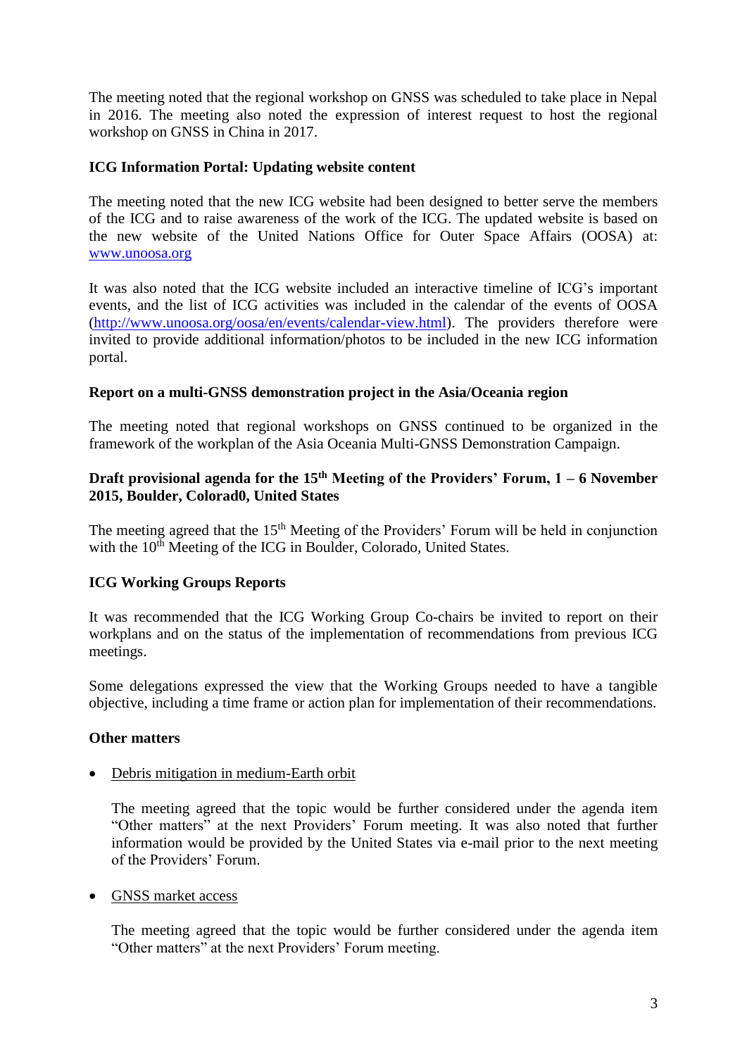The meeting noted that the regional workshop on GNSS was scheduled to take place in Nepal in 2016. The meeting also noted the expression of interest request to host the regional workshop on GNSS in China in 2017.

**ICG Information Portal: Updating website content**

The meeting noted that the new ICG website had been designed to better serve the members of the ICG and to raise awareness of the work of the ICG. The updated website is based on the new website of the United Nations Office for Outer Space Affairs (OOSA) at: [www.unoosa.org](www.unoosa.org)

It was also noted that the ICG website included an interactive timeline of ICG's important events, and the list of ICG activities was included in the calendar of the events of OOSA ([http://www.unoosa.org/oosa/en/events/calendar-view.html](http://www.unoosa.org/oosa/en/events/calendar-view.html)). The providers therefore were invited to provide additional information/photos to be included in the new ICG information portal.

**Report on a multi-GNSS demonstration project in the Asia/Oceania region**

The meeting noted that regional workshops on GNSS continued to be organized in the framework of the workplan of the Asia Oceania Multi-GNSS Demonstration Campaign.

**Draft provisional agenda for the 15th Meeting of the Providers' Forum, 1 – 6 November 2015, Boulder, Colorad0, United States**

The meeting agreed that the 15th Meeting of the Providers' Forum will be held in conjunction with the 10th Meeting of the ICG in Boulder, Colorado, United States.

**ICG Working Groups Reports**

It was recommended that the ICG Working Group Co-chairs be invited to report on their workplans and on the status of the implementation of recommendations from previous ICG meetings.

Some delegations expressed the view that the Working Groups needed to have a tangible objective, including a time frame or action plan for implementation of their recommendations.

**Other matters**

- <u>Debris mitigation in medium-Earth orbit</u>

  The meeting agreed that the topic would be further considered under the agenda item "Other matters" at the next Providers' Forum meeting. It was also noted that further information would be provided by the United States via e-mail prior to the next meeting of the Providers' Forum.

- <u>GNSS market access</u>

  The meeting agreed that the topic would be further considered under the agenda item "Other matters" at the next Providers' Forum meeting.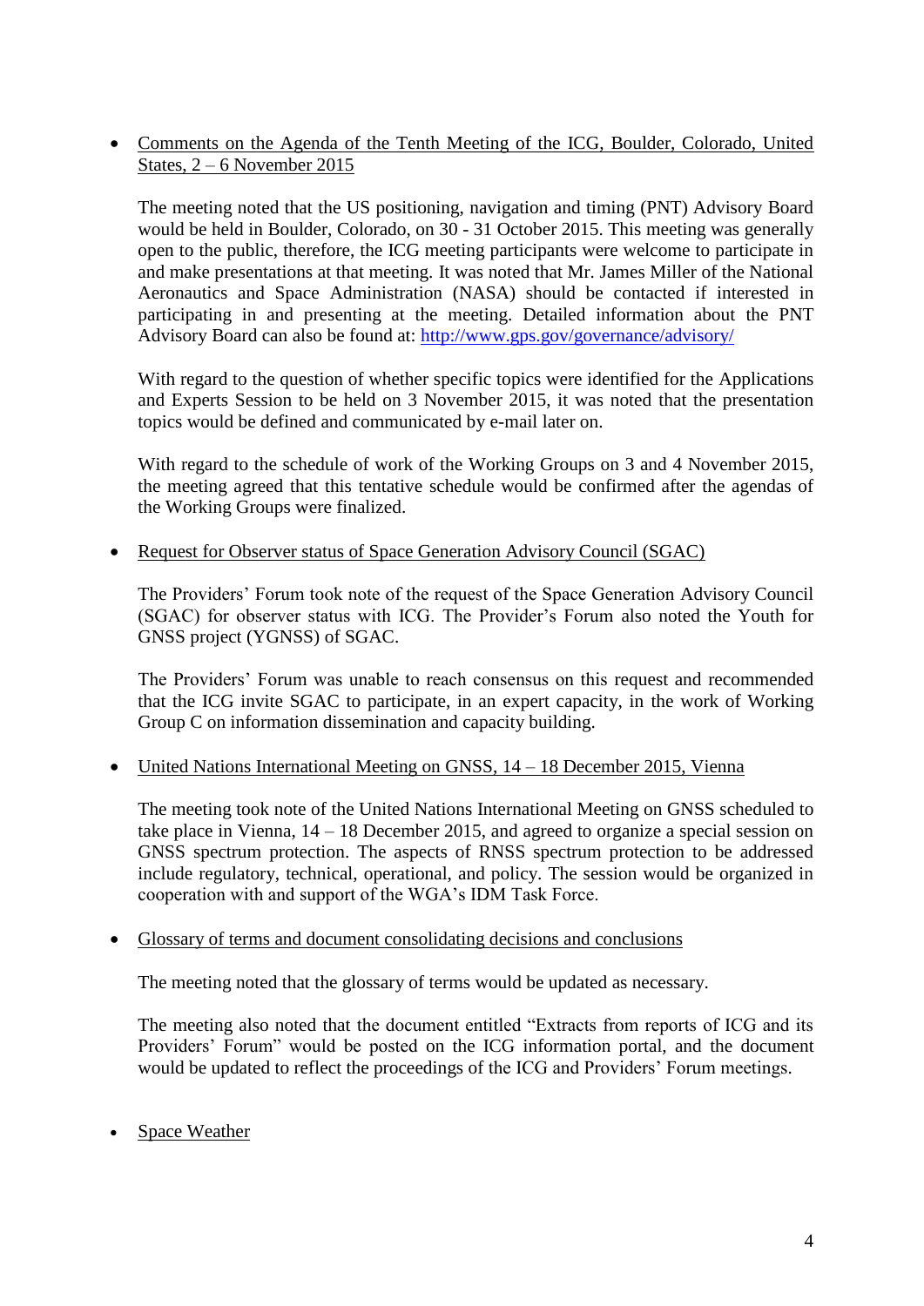- Comments on the Agenda of the Tenth Meeting of the ICG, Boulder, Colorado, United States, 2 – 6 November 2015

  The meeting noted that the US positioning, navigation and timing (PNT) Advisory Board would be held in Boulder, Colorado, on 30 - 31 October 2015. This meeting was generally open to the public, therefore, the ICG meeting participants were welcome to participate in and make presentations at that meeting. It was noted that Mr. James Miller of the National Aeronautics and Space Administration (NASA) should be contacted if interested in participating in and presenting at the meeting. Detailed information about the PNT Advisory Board can also be found at: http://www.gps.gov/governance/advisory/

  With regard to the question of whether specific topics were identified for the Applications and Experts Session to be held on 3 November 2015, it was noted that the presentation topics would be defined and communicated by e-mail later on.

  With regard to the schedule of work of the Working Groups on 3 and 4 November 2015, the meeting agreed that this tentative schedule would be confirmed after the agendas of the Working Groups were finalized.

- Request for Observer status of Space Generation Advisory Council (SGAC)

  The Providers' Forum took note of the request of the Space Generation Advisory Council (SGAC) for observer status with ICG. The Provider's Forum also noted the Youth for GNSS project (YGNSS) of SGAC.

  The Providers' Forum was unable to reach consensus on this request and recommended that the ICG invite SGAC to participate, in an expert capacity, in the work of Working Group C on information dissemination and capacity building.

- United Nations International Meeting on GNSS, 14 – 18 December 2015, Vienna

  The meeting took note of the United Nations International Meeting on GNSS scheduled to take place in Vienna, 14 – 18 December 2015, and agreed to organize a special session on GNSS spectrum protection. The aspects of RNSS spectrum protection to be addressed include regulatory, technical, operational, and policy. The session would be organized in cooperation with and support of the WGA's IDM Task Force.

- Glossary of terms and document consolidating decisions and conclusions

  The meeting noted that the glossary of terms would be updated as necessary.

  The meeting also noted that the document entitled "Extracts from reports of ICG and its Providers' Forum" would be posted on the ICG information portal, and the document would be updated to reflect the proceedings of the ICG and Providers' Forum meetings.

- Space Weather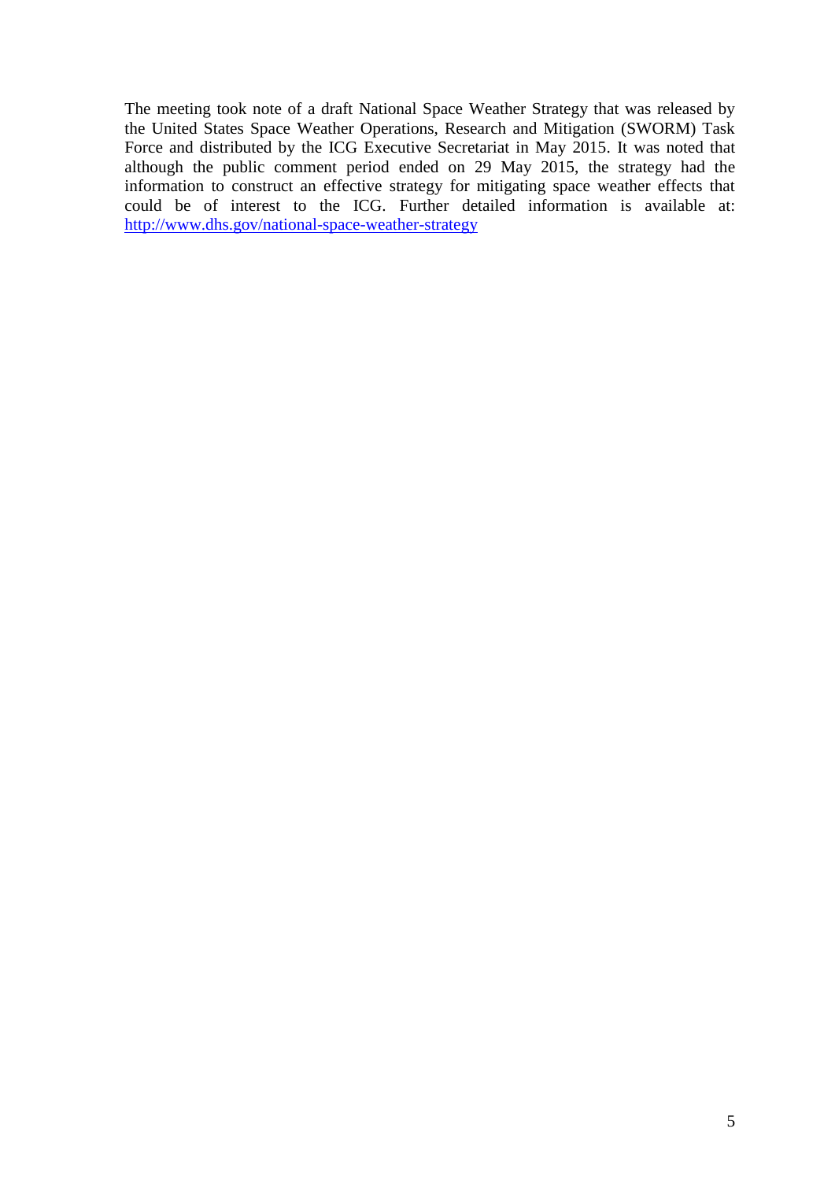The meeting took note of a draft National Space Weather Strategy that was released by the United States Space Weather Operations, Research and Mitigation (SWORM) Task Force and distributed by the ICG Executive Secretariat in May 2015. It was noted that although the public comment period ended on 29 May 2015, the strategy had the information to construct an effective strategy for mitigating space weather effects that could be of interest to the ICG. Further detailed information is available at: http://www.dhs.gov/national-space-weather-strategy